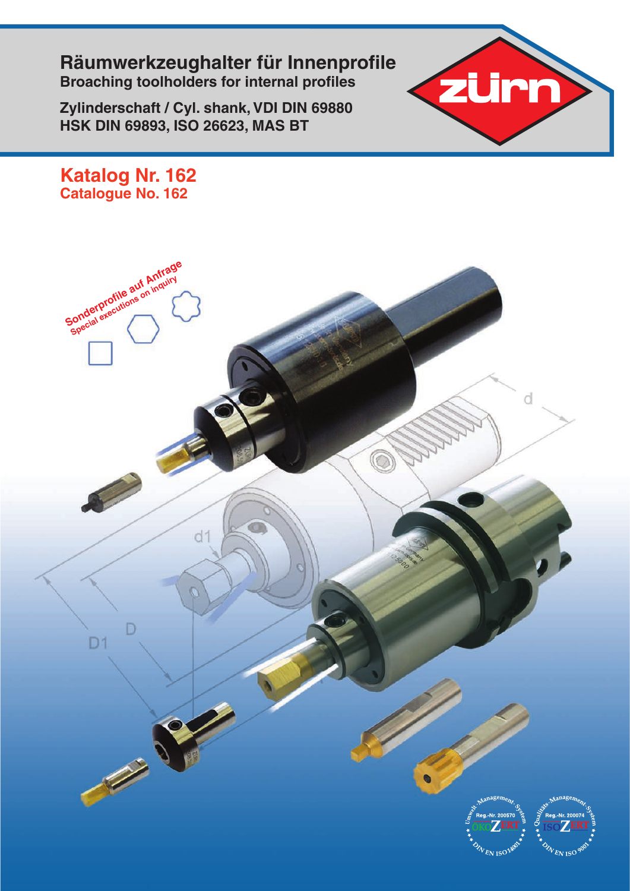# Räumwerkzeughalter für Innenprofile

**Broaching toolholders for internal profiles**

**Zylinderschaft / Cyl. shank, VDI DIN 69880**
**HSK DIN 69893, ISO 26623, MAS BT**

## Katalog Nr. 162
## Catalogue No. 162

Sonderprofile auf Anfrage
Special executions on inquiry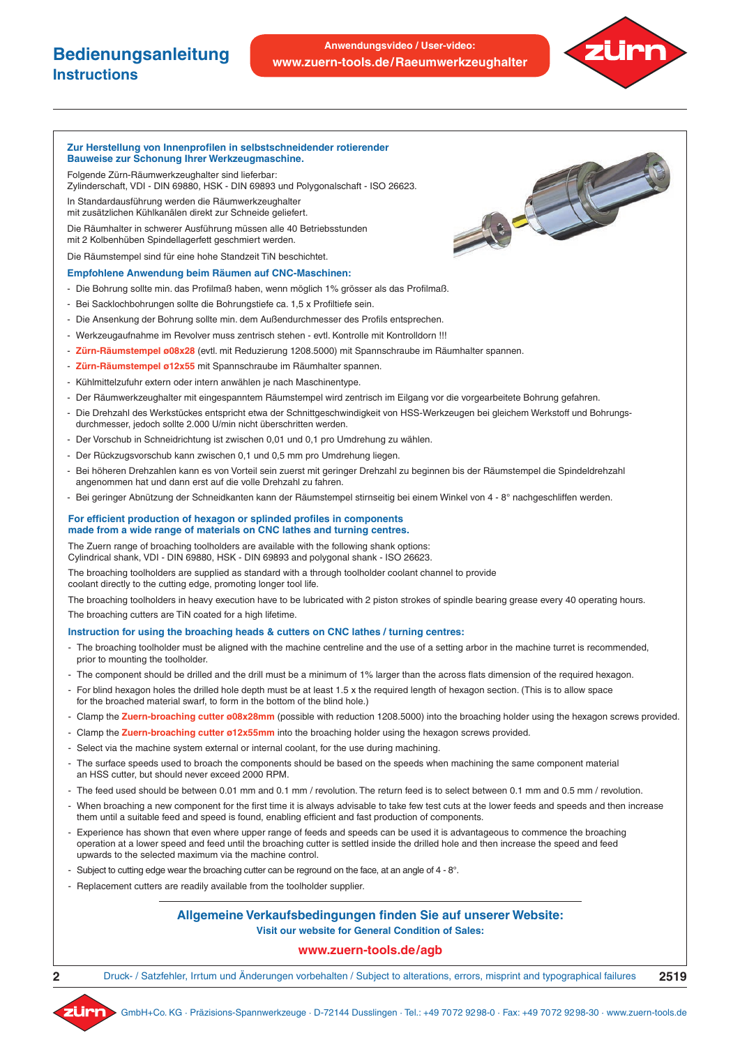# Bedienungsanleitung
## Instructions

Anwendungsvideo / User-video:
**www.zuern-tools.de/Raeumwerkzeughalter**

### Zur Herstellung von Innenprofilen in selbstschneidender rotierender Bauweise zur Schonung Ihrer Werkzeugmaschine.

Folgende Zürn-Räumwerkzeughalter sind lieferbar:
Zylinderschaft, VDI - DIN 69880, HSK - DIN 69893 und Polygonalschaft - ISO 26623.

In Standardausführung werden die Räumwerkzeughalter
mit zusätzlichen Kühlkanälen direkt zur Schneide geliefert.

Die Räumhalter in schwerer Ausführung müssen alle 40 Betriebsstunden
mit 2 Kolbenhüben Spindellagerfett geschmiert werden.

Die Räumstempel sind für eine hohe Standzeit TiN beschichtet.

### Empfohlene Anwendung beim Räumen auf CNC-Maschinen:

- Die Bohrung sollte min. das Profilmaß haben, wenn möglich 1% grösser als das Profilmaß.
- Bei Sacklochbohrungen sollte die Bohrungstiefe ca. 1,5 x Profiltiefe sein.
- Die Ansenkung der Bohrung sollte min. dem Außendurchmesser des Profils entsprechen.
- Werkzeugaufnahme im Revolver muss zentrisch stehen - evtl. Kontrolle mit Kontrolldorn !!!
- **Zürn-Räumstempel ø08x28** (evtl. mit Reduzierung 1208.5000) mit Spannschraube im Räumhalter spannen.
- **Zürn-Räumstempel ø12x55** mit Spannschraube im Räumhalter spannen.
- Kühlmittelzufuhr extern oder intern anwählen je nach Maschinentype.
- Der Räumwerkzeughalter mit eingespanntem Räumstempel wird zentrisch im Eilgang vor die vorgearbeitete Bohrung gefahren.
- Die Drehzahl des Werkstückes entspricht etwa der Schnittgeschwindigkeit von HSS-Werkzeugen bei gleichem Werkstoff und Bohrungs-durchmesser, jedoch sollte 2.000 U/min nicht überschritten werden.
- Der Vorschub in Schneidrichtung ist zwischen 0,01 und 0,1 pro Umdrehung zu wählen.
- Der Rückzugsvorschub kann zwischen 0,1 und 0,5 mm pro Umdrehung liegen.
- Bei höheren Drehzahlen kann es von Vorteil sein zuerst mit geringer Drehzahl zu beginnen bis der Räumstempel die Spindeldrehzahl angenommen hat und dann erst auf die volle Drehzahl zu fahren.
- Bei geringer Abnützung der Schneidkanten kann der Räumstempel stirnseitig bei einem Winkel von 4 - 8° nachgeschliffen werden.

### For efficient production of hexagon or splinded profiles in components made from a wide range of materials on CNC lathes and turning centres.

The Zuern range of broaching toolholders are available with the following shank options:
Cylindrical shank, VDI - DIN 69880, HSK - DIN 69893 and polygonal shank - ISO 26623.

The broaching toolholders are supplied as standard with a through toolholder coolant channel to provide
coolant directly to the cutting edge, promoting longer tool life.

The broaching toolholders in heavy execution have to be lubricated with 2 piston strokes of spindle bearing grease every 40 operating hours.

The broaching cutters are TiN coated for a high lifetime.

### Instruction for using the broaching heads & cutters on CNC lathes / turning centres:

- The broaching toolholder must be aligned with the machine centreline and the use of a setting arbor in the machine turret is recommended, prior to mounting the toolholder.
- The component should be drilled and the drill must be a minimum of 1% larger than the across flats dimension of the required hexagon.
- For blind hexagon holes the drilled hole depth must be at least 1.5 x the required length of hexagon section. (This is to allow space for the broached material swarf, to form in the bottom of the blind hole.)
- Clamp the **Zuern-broaching cutter ø08x28mm** (possible with reduction 1208.5000) into the broaching holder using the hexagon screws provided.
- Clamp the **Zuern-broaching cutter ø12x55mm** into the broaching holder using the hexagon screws provided.
- Select via the machine system external or internal coolant, for the use during machining.
- The surface speeds used to broach the components should be based on the speeds when machining the same component material an HSS cutter, but should never exceed 2000 RPM.
- The feed used should be between 0.01 mm and 0.1 mm / revolution. The return feed is to select between 0.1 mm and 0.5 mm / revolution.
- When broaching a new component for the first time it is always advisable to take few test cuts at the lower feeds and speeds and then increase them until a suitable feed and speed is found, enabling efficient and fast production of components.
- Experience has shown that even where upper range of feeds and speeds can be used it is advantageous to commence the broaching operation at a lower speed and feed until the broaching cutter is settled inside the drilled hole and then increase the speed and feed upwards to the selected maximum via the machine control.
- Subject to cutting edge wear the broaching cutter can be reground on the face, at an angle of 4 - 8°.
- Replacement cutters are readily available from the toolholder supplier.

**Allgemeine Verkaufsbedingungen finden Sie auf unserer Website:**
**Visit our website for General Condition of Sales:**

**www.zuern-tools.de/agb**

Druck- / Satzfehler, Irrtum und Änderungen vorbehalten / Subject to alterations, errors, misprint and typographical failures

GmbH+Co. KG · Präzisions-Spannwerkzeuge · D-72144 Dusslingen · Tel.: +49 7072 9298-0 · Fax: +49 7072 9298-30 · www.zuern-tools.de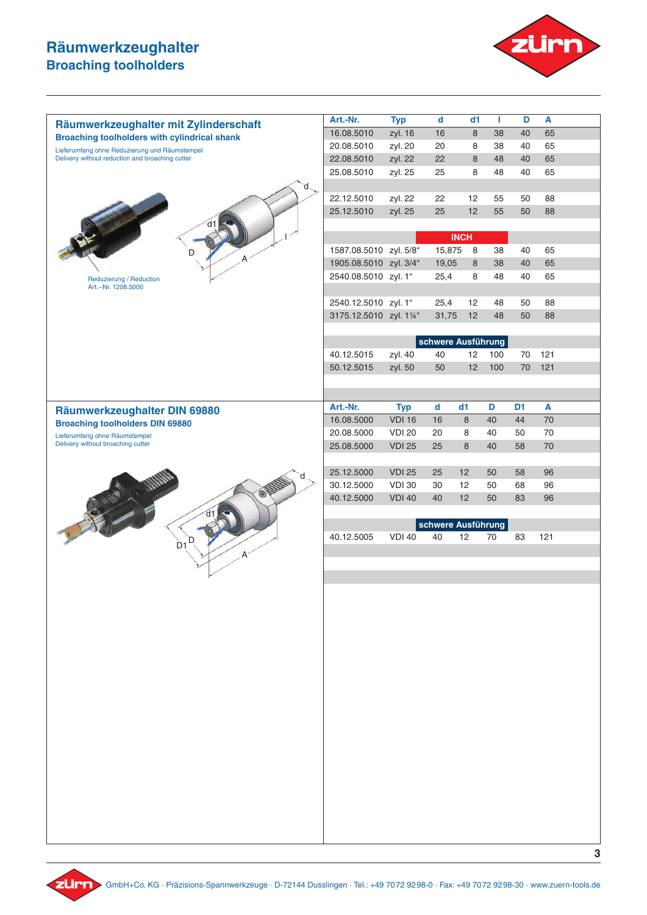# Räumwerkzeughalter
## Broaching toolholders

### Räumwerkzeughalter mit Zylinderschaft
**Broaching toolholders with cylindrical shank**

Lieferumfang ohne Reduzierung und Räumstempel
Delivery without reduction and broaching cutter

Reduzierung / Reduction
Art.-Nr. 1208.5000

| Art.-Nr. | Typ | d | d1 | l | D | A |
|---|---|---|---|---|---|---|
| 16.08.5010 | zyl. 16 | 16 | 8 | 38 | 40 | 65 |
| 20.08.5010 | zyl. 20 | 20 | 8 | 38 | 40 | 65 |
| 22.08.5010 | zyl. 22 | 22 | 8 | 48 | 40 | 65 |
| 25.08.5010 | zyl. 25 | 25 | 8 | 48 | 40 | 65 |
| 22.12.5010 | zyl. 22 | 22 | 12 | 55 | 50 | 88 |
| 25.12.5010 | zyl. 25 | 25 | 12 | 55 | 50 | 88 |
| **INCH** | | | | | | |
| 1587.08.5010 | zyl. 5/8" | 15,875 | 8 | 38 | 40 | 65 |
| 1905.08.5010 | zyl. 3/4" | 19,05 | 8 | 38 | 40 | 65 |
| 2540.08.5010 | zyl. 1" | 25,4 | 8 | 48 | 40 | 65 |
| 2540.12.5010 | zyl. 1" | 25,4 | 12 | 48 | 50 | 88 |
| 3175.12.5010 | zyl. 1¼" | 31,75 | 12 | 48 | 50 | 88 |
| **schwere Ausführung** | | | | | | |
| 40.12.5015 | zyl. 40 | 40 | 12 | 100 | 70 | 121 |
| 50.12.5015 | zyl. 50 | 50 | 12 | 100 | 70 | 121 |

### Räumwerkzeughalter DIN 69880
**Broaching toolholders DIN 69880**

Lieferumfang ohne Räumstempel
Delivery without broaching cutter

| Art.-Nr. | Typ | d | d1 | D | D1 | A |
|---|---|---|---|---|---|---|
| 16.08.5000 | VDI 16 | 16 | 8 | 40 | 44 | 70 |
| 20.08.5000 | VDI 20 | 20 | 8 | 40 | 50 | 70 |
| 25.08.5000 | VDI 25 | 25 | 8 | 40 | 58 | 70 |
| 25.12.5000 | VDI 25 | 25 | 12 | 50 | 58 | 96 |
| 30.12.5000 | VDI 30 | 30 | 12 | 50 | 68 | 96 |
| 40.12.5000 | VDI 40 | 40 | 12 | 50 | 83 | 96 |
| **schwere Ausführung** | | | | | | |
| 40.12.5005 | VDI 40 | 40 | 12 | 70 | 83 | 121 |

zürn GmbH+Co. KG · Präzisions-Spannwerkzeuge · D-72144 Dusslingen · Tel.: +49 7072 9298-0 · Fax: +49 7072 9298-30 · www.zuern-tools.de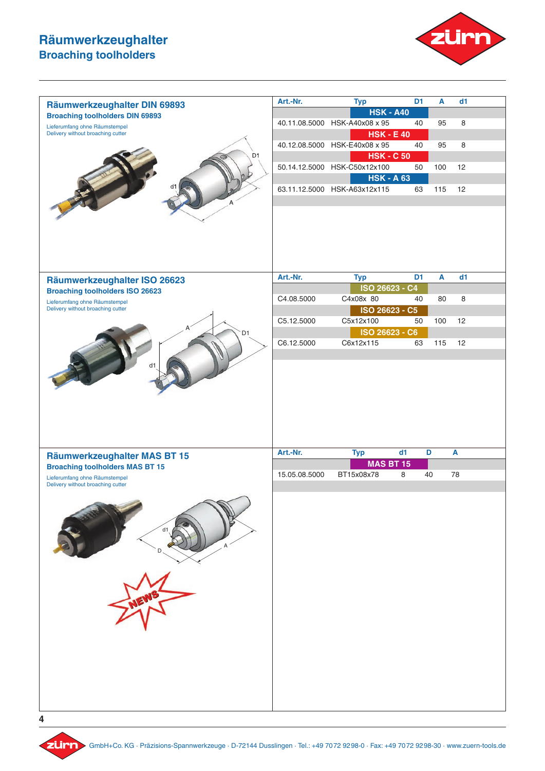# Räumwerkzeughalter
## Broaching toolholders

### Räumwerkzeughalter DIN 69893
**Broaching toolholders DIN 69893**

Lieferumfang ohne Räumstempel
Delivery without broaching cutter

| Art.-Nr. | Typ | D1 | A | d1 |
|---|---|---|---|---|
| | **HSK - A40** | | | |
| 40.11.08.5000 | HSK-A40x08 x 95 | 40 | 95 | 8 |
| | **HSK - E 40** | | | |
| 40.12.08.5000 | HSK-E40x08 x 95 | 40 | 95 | 8 |
| | **HSK - C 50** | | | |
| 50.14.12.5000 | HSK-C50x12x100 | 50 | 100 | 12 |
| | **HSK - A 63** | | | |
| 63.11.12.5000 | HSK-A63x12x115 | 63 | 115 | 12 |

### Räumwerkzeughalter ISO 26623
**Broaching toolholders ISO 26623**

Lieferumfang ohne Räumstempel
Delivery without broaching cutter

| Art.-Nr. | Typ | D1 | A | d1 |
|---|---|---|---|---|
| | **ISO 26623 - C4** | | | |
| C4.08.5000 | C4x08x 80 | 40 | 80 | 8 |
| | **ISO 26623 - C5** | | | |
| C5.12.5000 | C5x12x100 | 50 | 100 | 12 |
| | **ISO 26623 - C6** | | | |
| C6.12.5000 | C6x12x115 | 63 | 115 | 12 |

### Räumwerkzeughalter MAS BT 15
**Broaching toolholders MAS BT 15**

Lieferumfang ohne Räumstempel
Delivery without broaching cutter

| Art.-Nr. | Typ | d1 | D | A |
|---|---|---|---|---|
| | **MAS BT 15** | | | |
| 15.05.08.5000 | BT15x08x78 | 8 | 40 | 78 |

NEWS

zürn GmbH+Co. KG · Präzisions-Spannwerkzeuge · D-72144 Dusslingen · Tel.: +49 7072 9298-0 · Fax: +49 7072 9298-30 · www.zuern-tools.de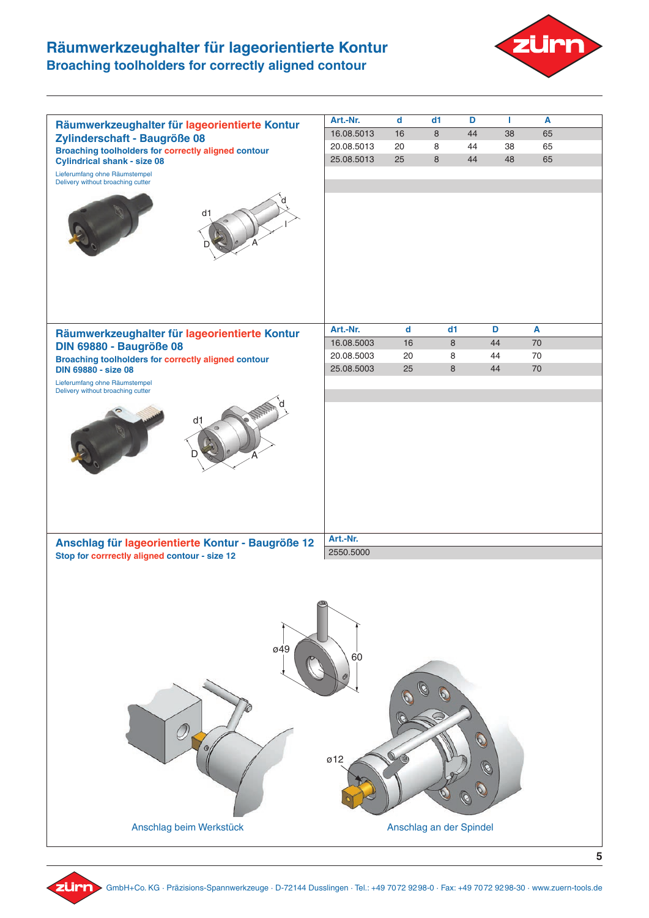# Räumwerkzeughalter für lageorientierte Kontur
## Broaching toolholders for correctly aligned contour

### Räumwerkzeughalter für lageorientierte Kontur Zylinderschaft - Baugröße 08

**Broaching toolholders for correctly aligned contour**
**Cylindrical shank - size 08**

Lieferumfang ohne Räumstempel
Delivery without broaching cutter

| Art.-Nr. | d | d1 | D | l | A |
|---|---|---|---|---|---|
| 16.08.5013 | 16 | 8 | 44 | 38 | 65 |
| 20.08.5013 | 20 | 8 | 44 | 38 | 65 |
| 25.08.5013 | 25 | 8 | 44 | 48 | 65 |

### Räumwerkzeughalter für lageorientierte Kontur DIN 69880 - Baugröße 08

**Broaching toolholders for correctly aligned contour**
**DIN 69880 - size 08**

Lieferumfang ohne Räumstempel
Delivery without broaching cutter

| Art.-Nr. | d | d1 | D | A |
|---|---|---|---|---|
| 16.08.5003 | 16 | 8 | 44 | 70 |
| 20.08.5003 | 20 | 8 | 44 | 70 |
| 25.08.5003 | 25 | 8 | 44 | 70 |

### Anschlag für lageorientierte Kontur - Baugröße 12

**Stop for corrrectly aligned contour - size 12**

| Art.-Nr. |
|---|
| 2550.5000 |

ø49, 60, ø12

Anschlag beim Werkstück

Anschlag an der Spindel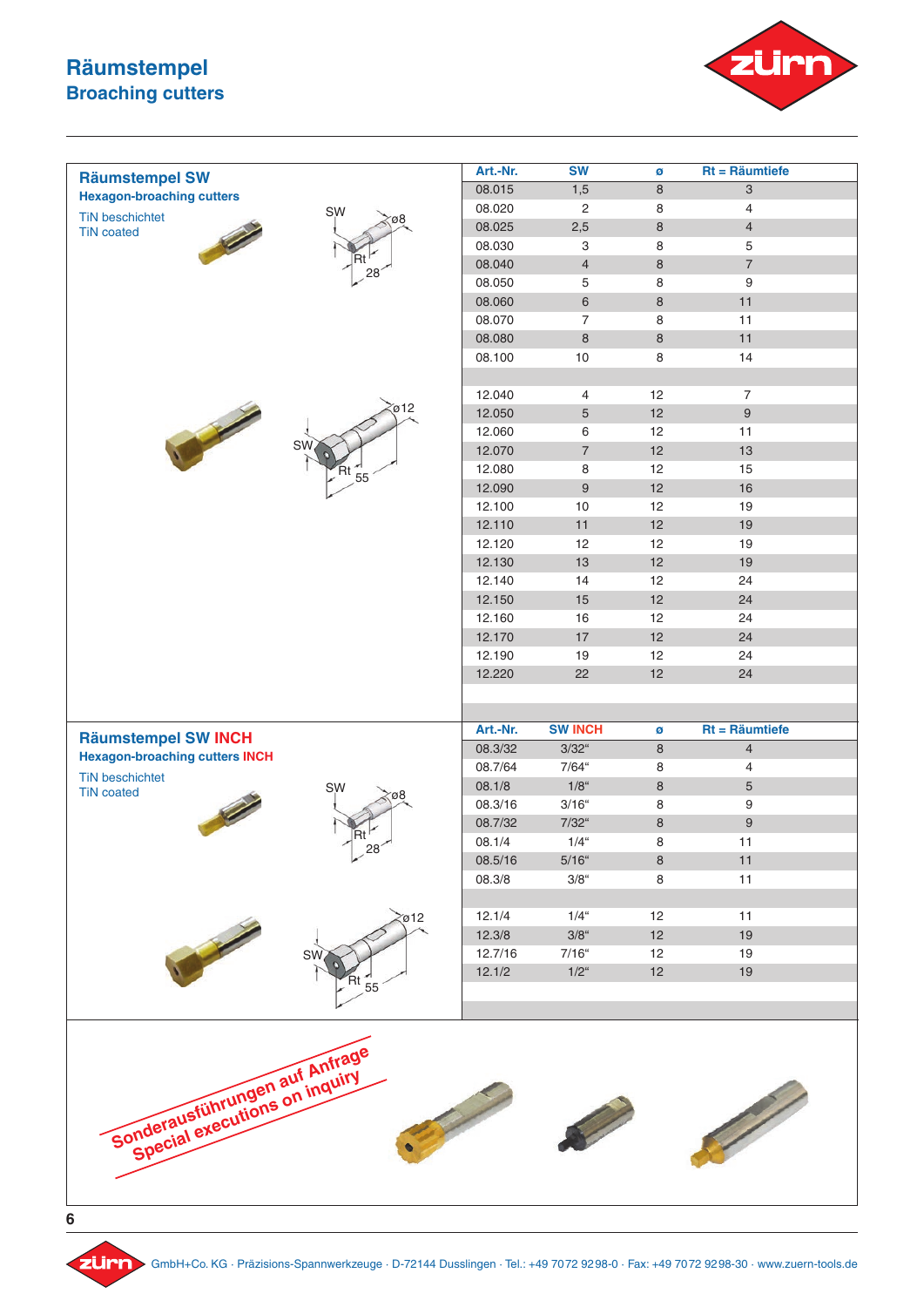# Räumstempel
## Broaching cutters

### Räumstempel SW
**Hexagon-broaching cutters**

TiN beschichtet
TiN coated

SW ø8 Rt 28

SW ø12 Rt 55

| Art.-Nr. | SW | ø | Rt = Räumtiefe |
|---|---|---|---|
| 08.015 | 1,5 | 8 | 3 |
| 08.020 | 2 | 8 | 4 |
| 08.025 | 2,5 | 8 | 4 |
| 08.030 | 3 | 8 | 5 |
| 08.040 | 4 | 8 | 7 |
| 08.050 | 5 | 8 | 9 |
| 08.060 | 6 | 8 | 11 |
| 08.070 | 7 | 8 | 11 |
| 08.080 | 8 | 8 | 11 |
| 08.100 | 10 | 8 | 14 |
| | | | |
| 12.040 | 4 | 12 | 7 |
| 12.050 | 5 | 12 | 9 |
| 12.060 | 6 | 12 | 11 |
| 12.070 | 7 | 12 | 13 |
| 12.080 | 8 | 12 | 15 |
| 12.090 | 9 | 12 | 16 |
| 12.100 | 10 | 12 | 19 |
| 12.110 | 11 | 12 | 19 |
| 12.120 | 12 | 12 | 19 |
| 12.130 | 13 | 12 | 19 |
| 12.140 | 14 | 12 | 24 |
| 12.150 | 15 | 12 | 24 |
| 12.160 | 16 | 12 | 24 |
| 12.170 | 17 | 12 | 24 |
| 12.190 | 19 | 12 | 24 |
| 12.220 | 22 | 12 | 24 |

### Räumstempel SW INCH
**Hexagon-broaching cutters INCH**

TiN beschichtet
TiN coated

SW ø8 Rt 28

SW ø12 Rt 55

| Art.-Nr. | SW INCH | ø | Rt = Räumtiefe |
|---|---|---|---|
| 08.3/32 | 3/32" | 8 | 4 |
| 08.7/64 | 7/64" | 8 | 4 |
| 08.1/8 | 1/8" | 8 | 5 |
| 08.3/16 | 3/16" | 8 | 9 |
| 08.7/32 | 7/32" | 8 | 9 |
| 08.1/4 | 1/4" | 8 | 11 |
| 08.5/16 | 5/16" | 8 | 11 |
| 08.3/8 | 3/8" | 8 | 11 |
| | | | |
| 12.1/4 | 1/4" | 12 | 11 |
| 12.3/8 | 3/8" | 12 | 19 |
| 12.7/16 | 7/16" | 12 | 19 |
| 12.1/2 | 1/2" | 12 | 19 |

Sonderausführungen auf Anfrage
Special executions on inquiry

GmbH+Co. KG · Präzisions-Spannwerkzeuge · D-72144 Dusslingen · Tel.: +49 7072 9298-0 · Fax: +49 7072 9298-30 · www.zuern-tools.de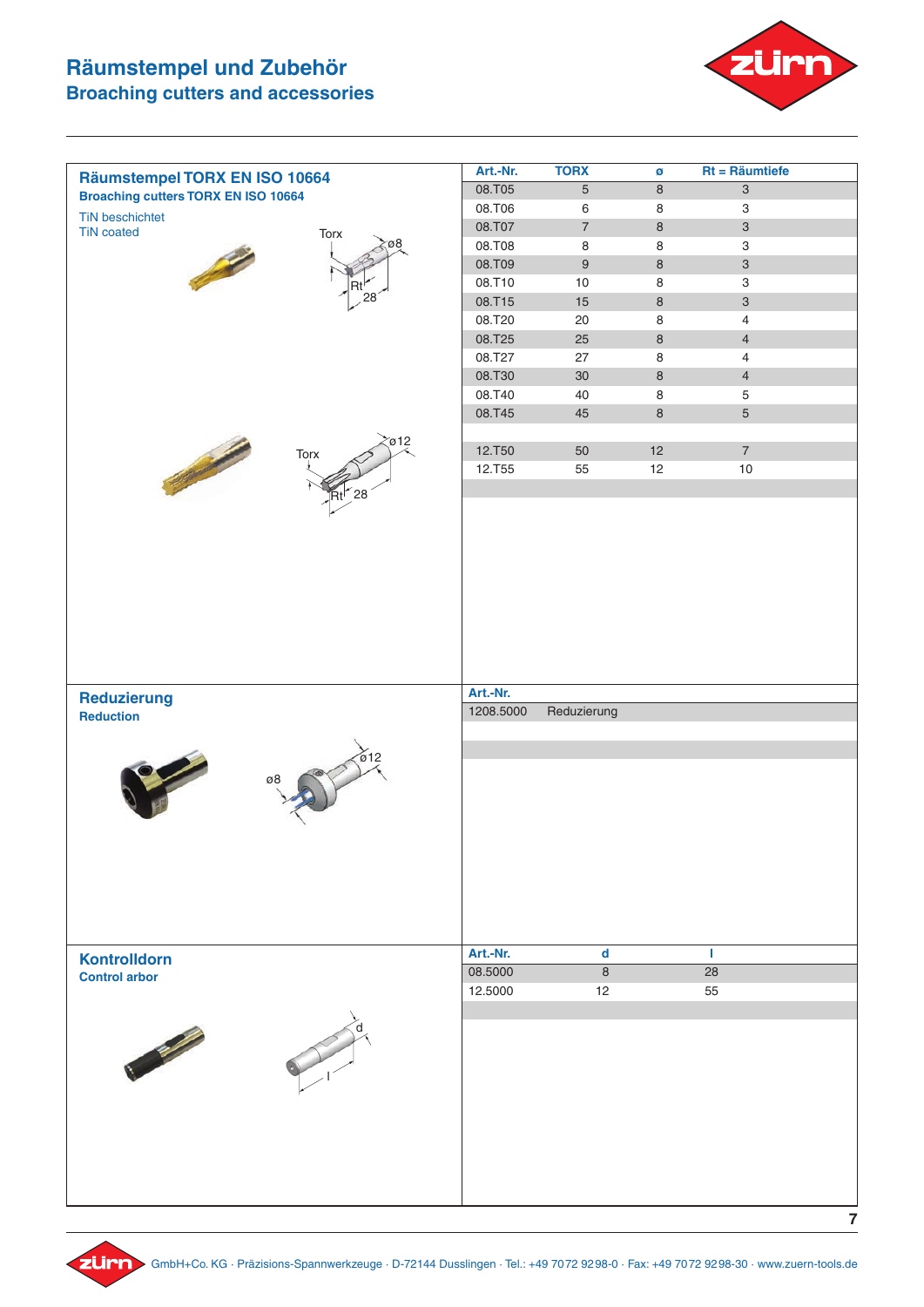# Räumstempel und Zubehör
## Broaching cutters and accessories

### Räumstempel TORX EN ISO 10664
**Broaching cutters TORX EN ISO 10664**

TiN beschichtet
TiN coated

| Art.-Nr. | TORX | ø | Rt = Räumtiefe |
|---|---|---|---|
| 08.T05 | 5 | 8 | 3 |
| 08.T06 | 6 | 8 | 3 |
| 08.T07 | 7 | 8 | 3 |
| 08.T08 | 8 | 8 | 3 |
| 08.T09 | 9 | 8 | 3 |
| 08.T10 | 10 | 8 | 3 |
| 08.T15 | 15 | 8 | 3 |
| 08.T20 | 20 | 8 | 4 |
| 08.T25 | 25 | 8 | 4 |
| 08.T27 | 27 | 8 | 4 |
| 08.T30 | 30 | 8 | 4 |
| 08.T40 | 40 | 8 | 5 |
| 08.T45 | 45 | 8 | 5 |
| 12.T50 | 50 | 12 | 7 |
| 12.T55 | 55 | 12 | 10 |

### Reduzierung
**Reduction**

| Art.-Nr. | |
|---|---|
| 1208.5000 | Reduzierung |

### Kontrolldorn
**Control arbor**

| Art.-Nr. | d | l |
|---|---|---|
| 08.5000 | 8 | 28 |
| 12.5000 | 12 | 55 |

zürn GmbH+Co. KG · Präzisions-Spannwerkzeuge · D-72144 Dusslingen · Tel.: +49 7072 9298-0 · Fax: +49 7072 9298-30 · www.zuern-tools.de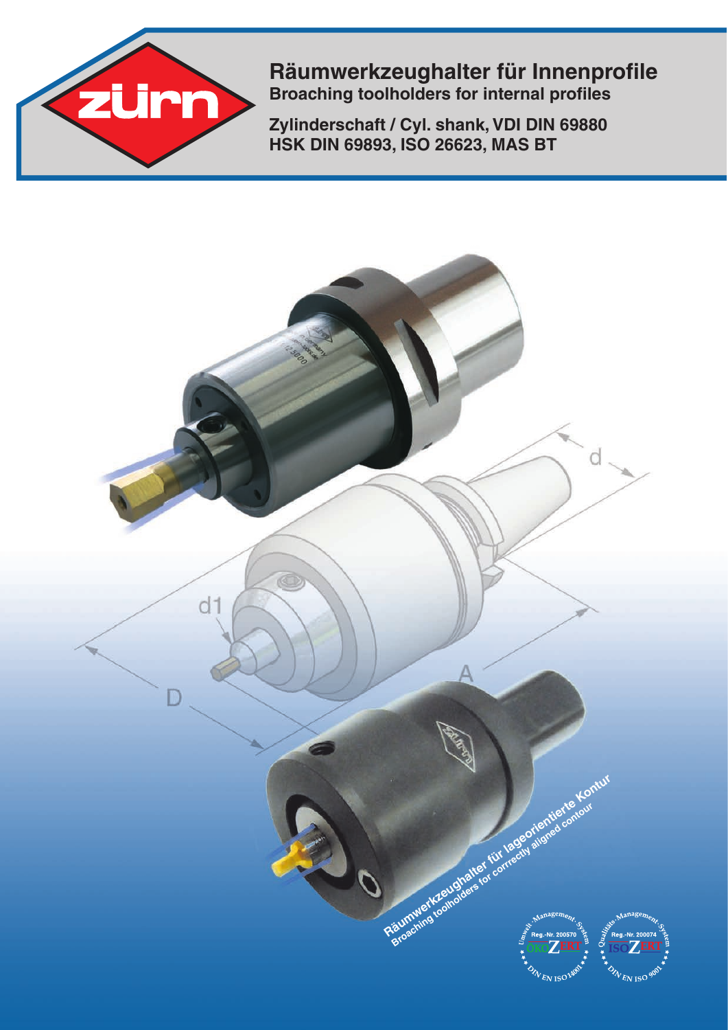# Räumwerkzeughalter für Innenprofile

**Broaching toolholders for internal profiles**

**Zylinderschaft / Cyl. shank, VDI DIN 69880**
**HSK DIN 69893, ISO 26623, MAS BT**

**Räumwerkzeughalter für lageorientierte Kontur**
**Broaching toolholders for correctly aligned contour**